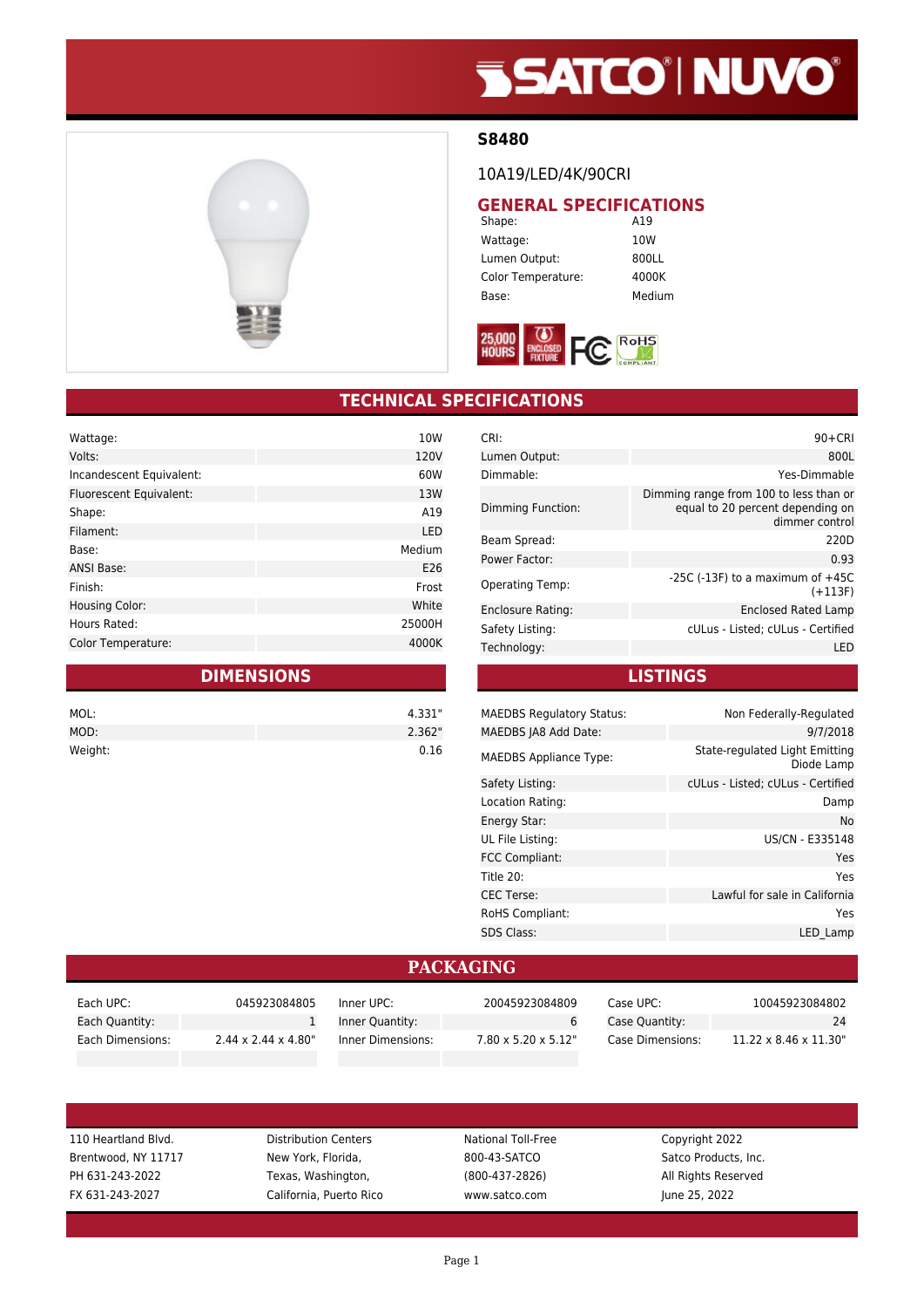# S8480

10A19/LED/4K/90CRI

## GENERAL SPECIFICATIONS

| | |
|---|---|
| Shape: | A19 |
| Wattage: | 10W |
| Lumen Output: | 800LL |
| Color Temperature: | 4000K |
| Base: | Medium |

## TECHNICAL SPECIFICATIONS

| | |
|---|---|
| Wattage: | 10W |
| Volts: | 120V |
| Incandescent Equivalent: | 60W |
| Fluorescent Equivalent: | 13W |
| Shape: | A19 |
| Filament: | LED |
| Base: | Medium |
| ANSI Base: | E26 |
| Finish: | Frost |
| Housing Color: | White |
| Hours Rated: | 25000H |
| Color Temperature: | 4000K |

| | |
|---|---|
| CRI: | 90+CRI |
| Lumen Output: | 800L |
| Dimmable: | Yes-Dimmable |
| Dimming Function: | Dimming range from 100 to less than or equal to 20 percent depending on dimmer control |
| Beam Spread: | 220D |
| Power Factor: | 0.93 |
| Operating Temp: | -25C (-13F) to a maximum of +45C (+113F) |
| Enclosure Rating: | Enclosed Rated Lamp |
| Safety Listing: | cULus - Listed; cULus - Certified |
| Technology: | LED |

## DIMENSIONS

| | |
|---|---|
| MOL: | 4.331" |
| MOD: | 2.362" |
| Weight: | 0.16 |

## LISTINGS

| | |
|---|---|
| MAEDBS Regulatory Status: | Non Federally-Regulated |
| MAEDBS JA8 Add Date: | 9/7/2018 |
| MAEDBS Appliance Type: | State-regulated Light Emitting Diode Lamp |
| Safety Listing: | cULus - Listed; cULus - Certified |
| Location Rating: | Damp |
| Energy Star: | No |
| UL File Listing: | US/CN - E335148 |
| FCC Compliant: | Yes |
| Title 20: | Yes |
| CEC Terse: | Lawful for sale in California |
| RoHS Compliant: | Yes |
| SDS Class: | LED_Lamp |

## PACKAGING

| | | | | | |
|---|---|---|---|---|---|
| Each UPC: | 045923084805 | Inner UPC: | 20045923084809 | Case UPC: | 10045923084802 |
| Each Quantity: | 1 | Inner Quantity: | 6 | Case Quantity: | 24 |
| Each Dimensions: | 2.44 x 2.44 x 4.80" | Inner Dimensions: | 7.80 x 5.20 x 5.12" | Case Dimensions: | 11.22 x 8.46 x 11.30" |

110 Heartland Blvd.
Brentwood, NY 11717
PH 631-243-2022
FX 631-243-2027

Distribution Centers
New York, Florida,
Texas, Washington,
California, Puerto Rico

National Toll-Free
800-43-SATCO
(800-437-2826)
www.satco.com

Copyright 2022
Satco Products, Inc.
All Rights Reserved
June 25, 2022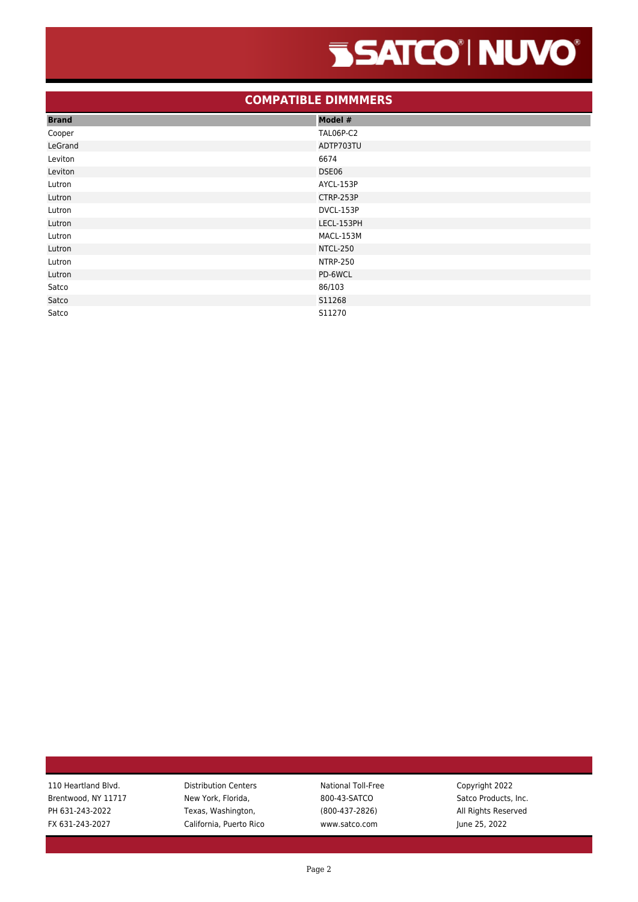## COMPATIBLE DIMMMERS

| Brand | Model # |
|---|---|
| Cooper | TAL06P-C2 |
| LeGrand | ADTP703TU |
| Leviton | 6674 |
| Leviton | DSE06 |
| Lutron | AYCL-153P |
| Lutron | CTRP-253P |
| Lutron | DVCL-153P |
| Lutron | LECL-153PH |
| Lutron | MACL-153M |
| Lutron | NTCL-250 |
| Lutron | NTRP-250 |
| Lutron | PD-6WCL |
| Satco | 86/103 |
| Satco | S11268 |
| Satco | S11270 |

110 Heartland Blvd.
Brentwood, NY 11717
PH 631-243-2022
FX 631-243-2027

Distribution Centers
New York, Florida,
Texas, Washington,
California, Puerto Rico

National Toll-Free
800-43-SATCO
(800-437-2826)
www.satco.com

Copyright 2022
Satco Products, Inc.
All Rights Reserved
June 25, 2022